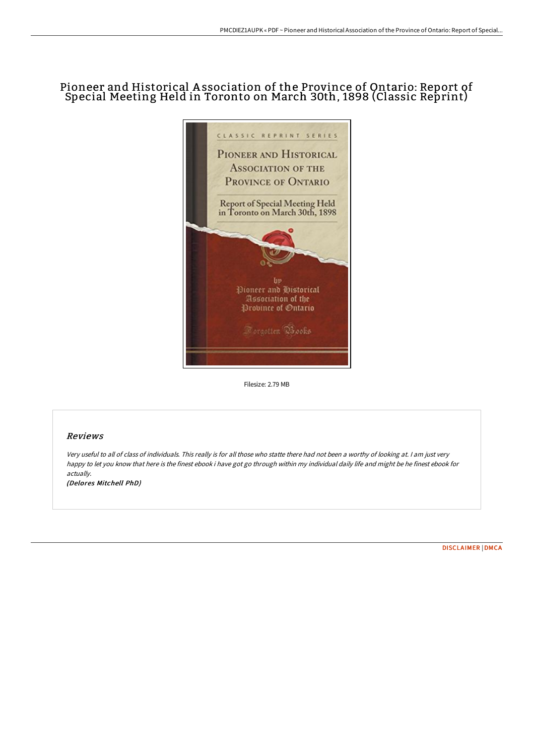# Pioneer and Historical Association of the Province of Ontario: Report of Special Meeting Held in Toronto on March 30th, 1898 (Classic Reprint)

Filesize: 2.79 MB

## Reviews

*Very useful to all of class of individuals. This really is for all those who statte there had not been a worthy of looking at. I am just very happy to let you know that here is the finest ebook i have got go through within my individual daily life and might be he finest ebook for actually.*

***(Delores Mitchell PhD)***

DISCLAIMER | DMCA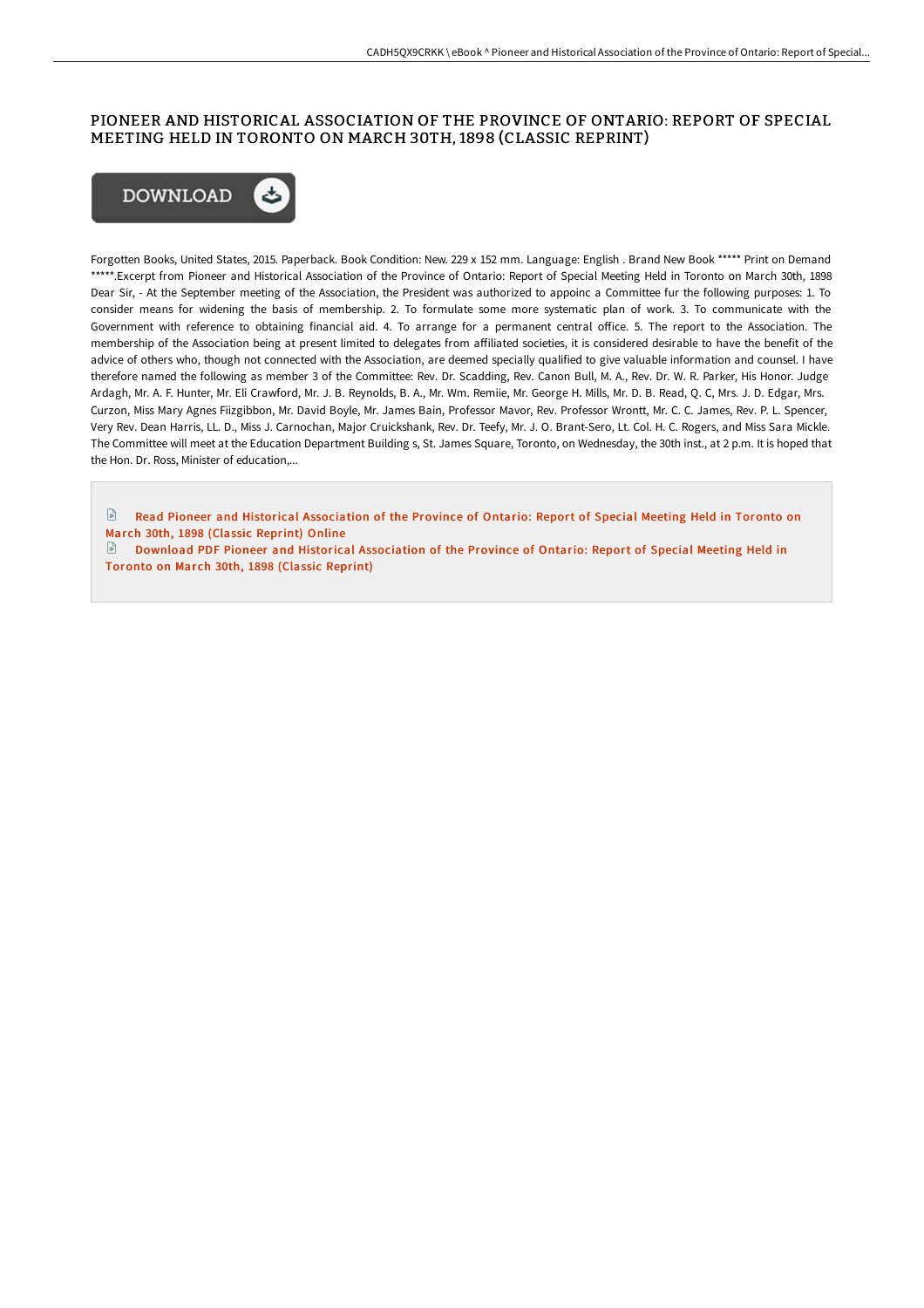# PIONEER AND HISTORICAL ASSOCIATION OF THE PROVINCE OF ONTARIO: REPORT OF SPECIAL MEETING HELD IN TORONTO ON MARCH 30TH, 1898 (CLASSIC REPRINT)

DOWNLOAD

Forgotten Books, United States, 2015. Paperback. Book Condition: New. 229 x 152 mm. Language: English . Brand New Book ***** Print on Demand *****.Excerpt from Pioneer and Historical Association of the Province of Ontario: Report of Special Meeting Held in Toronto on March 30th, 1898 Dear Sir, - At the September meeting of the Association, the President was authorized to appoinc a Committee fur the following purposes: 1. To consider means for widening the basis of membership. 2. To formulate some more systematic plan of work. 3. To communicate with the Government with reference to obtaining financial aid. 4. To arrange for a permanent central office. 5. The report to the Association. The membership of the Association being at present limited to delegates from affiliated societies, it is considered desirable to have the benefit of the advice of others who, though not connected with the Association, are deemed specially qualified to give valuable information and counsel. I have therefore named the following as member 3 of the Committee: Rev. Dr. Scadding, Rev. Canon Bull, M. A., Rev. Dr. W. R. Parker, His Honor. Judge Ardagh, Mr. A. F. Hunter, Mr. Eli Crawford, Mr. J. B. Reynolds, B. A., Mr. Wm. Remiie, Mr. George H. Mills, Mr. D. B. Read, Q. C, Mrs. J. D. Edgar, Mrs. Curzon, Miss Mary Agnes Fiizgibbon, Mr. David Boyle, Mr. James Bain, Professor Mavor, Rev. Professor Wrontt, Mr. C. C. James, Rev. P. L. Spencer, Very Rev. Dean Harris, LL. D., Miss J. Carnochan, Major Cruickshank, Rev. Dr. Teefy, Mr. J. O. Brant-Sero, Lt. Col. H. C. Rogers, and Miss Sara Mickle. The Committee will meet at the Education Department Building s, St. James Square, Toronto, on Wednesday, the 30th inst., at 2 p.m. It is hoped that the Hon. Dr. Ross, Minister of education,...

Read Pioneer and Historical Association of the Province of Ontario: Report of Special Meeting Held in Toronto on March 30th, 1898 (Classic Reprint) Online

Download PDF Pioneer and Historical Association of the Province of Ontario: Report of Special Meeting Held in Toronto on March 30th, 1898 (Classic Reprint)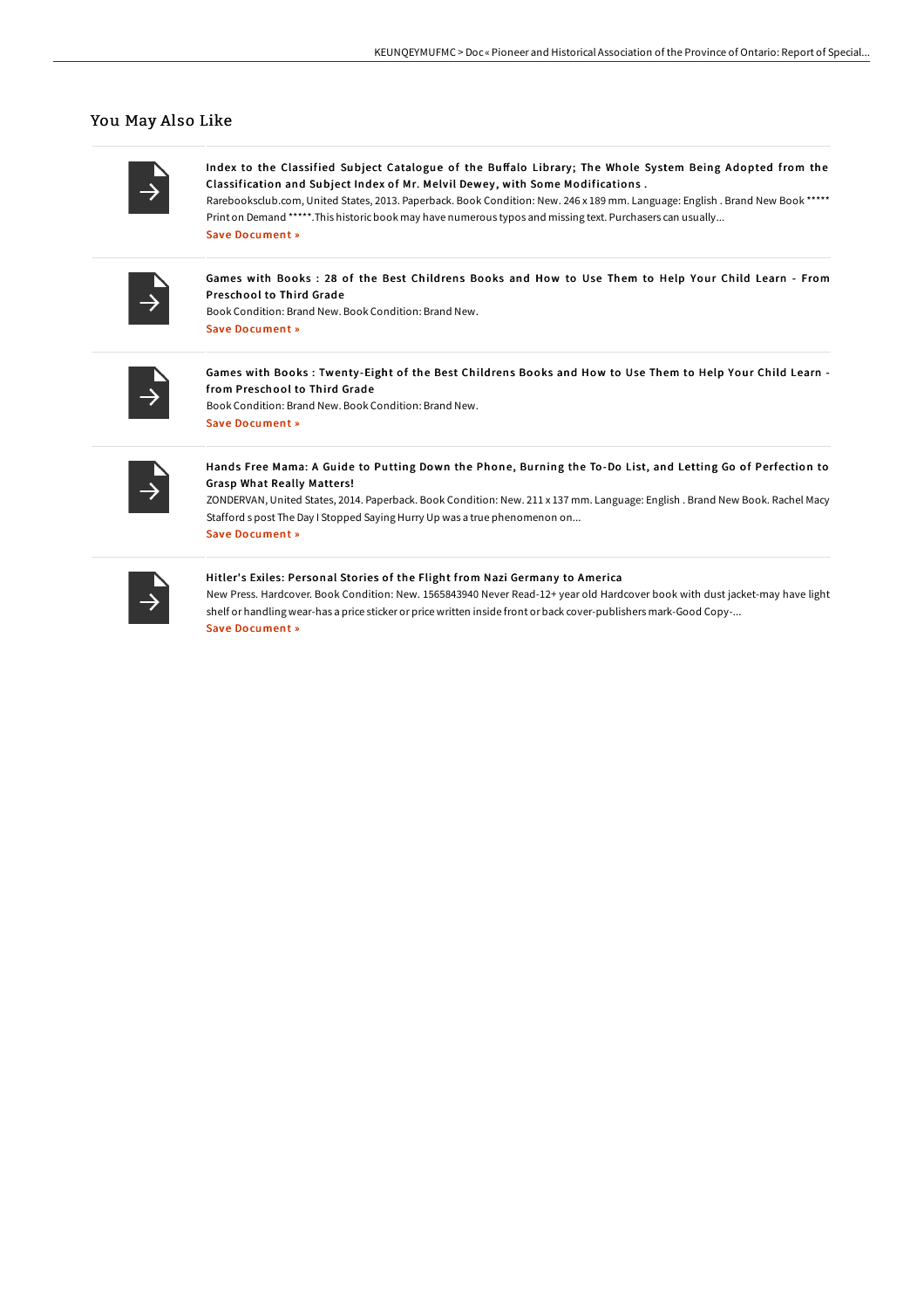## You May Also Like

**Index to the Classified Subject Catalogue of the Buffalo Library; The Whole System Being Adopted from the Classification and Subject Index of Mr. Melvil Dewey, with Some Modifications .**

Rarebooksclub.com, United States, 2013. Paperback. Book Condition: New. 246 x 189 mm. Language: English . Brand New Book ***** Print on Demand *****.This historic book may have numerous typos and missing text. Purchasers can usually...

Save Document »

**Games with Books : 28 of the Best Childrens Books and How to Use Them to Help Your Child Learn - From Preschool to Third Grade**

Book Condition: Brand New. Book Condition: Brand New.

Save Document »

**Games with Books : Twenty-Eight of the Best Childrens Books and How to Use Them to Help Your Child Learn - from Preschool to Third Grade**

Book Condition: Brand New. Book Condition: Brand New.

Save Document »

**Hands Free Mama: A Guide to Putting Down the Phone, Burning the To-Do List, and Letting Go of Perfection to Grasp What Really Matters!**

ZONDERVAN, United States, 2014. Paperback. Book Condition: New. 211 x 137 mm. Language: English . Brand New Book. Rachel Macy Stafford s post The Day I Stopped Saying Hurry Up was a true phenomenon on...

Save Document »

**Hitler's Exiles: Personal Stories of the Flight from Nazi Germany to America**

New Press. Hardcover. Book Condition: New. 1565843940 Never Read-12+ year old Hardcover book with dust jacket-may have light shelf or handling wear-has a price sticker or price written inside front or back cover-publishers mark-Good Copy-...

Save Document »